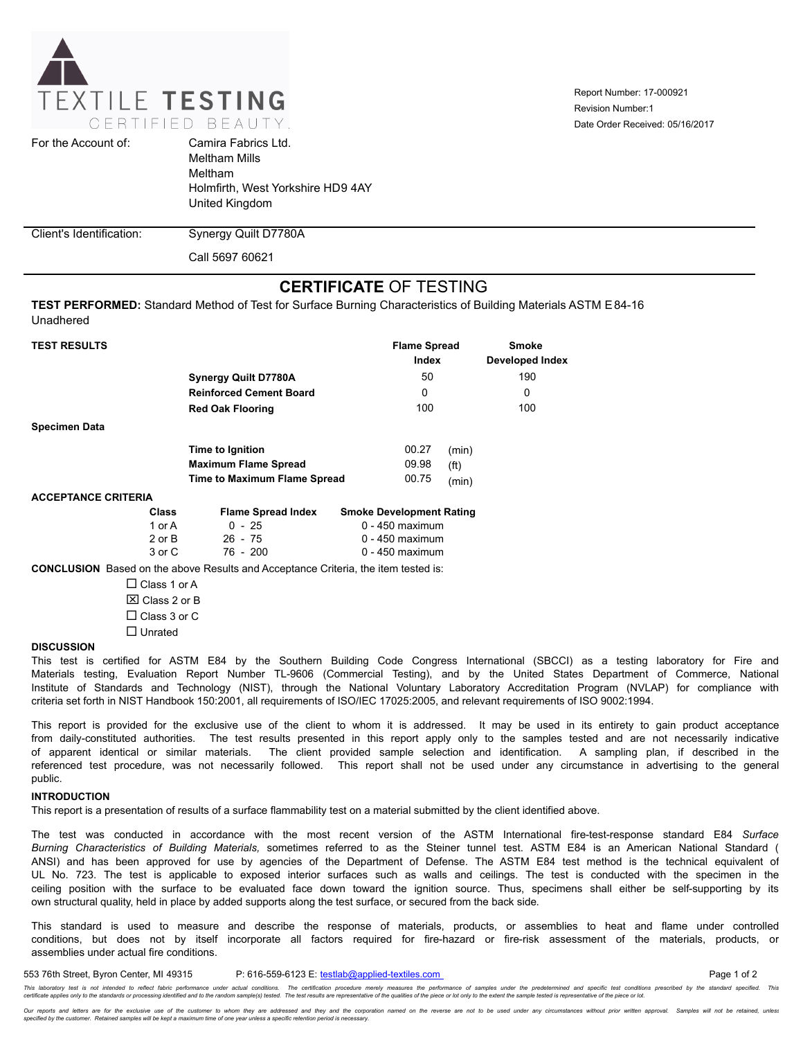TEXTILE **TESTING**
CERTIFIED BEAUTY.

Report Number: 17-000921
Revision Number:1
Date Order Received: 05/16/2017

| | |
|---|---|
| For the Account of: | Camira Fabrics Ltd.<br>Meltham Mills<br>Meltham<br>Holmfirth, West Yorkshire HD9 4AY<br>United Kingdom |
| Client's Identification: | Synergy Quilt D7780A<br>Call 5697 60621 |

# **CERTIFICATE** OF TESTING

**TEST PERFORMED:** Standard Method of Test for Surface Burning Characteristics of Building Materials ASTM E 84-16 Unadhered

**TEST RESULTS**

| | Flame Spread Index | Smoke Developed Index |
|---|---|---|
| **Synergy Quilt D7780A** | 50 | 190 |
| **Reinforced Cement Board** | 0 | 0 |
| **Red Oak Flooring** | 100 | 100 |

**Specimen Data**

| | | |
|---|---|---|
| **Time to Ignition** | 00.27 | (min) |
| **Maximum Flame Spread** | 09.98 | (ft) |
| **Time to Maximum Flame Spread** | 00.75 | (min) |

**ACCEPTANCE CRITERIA**

| Class | Flame Spread Index | Smoke Development Rating |
|---|---|---|
| 1 or A | 0 - 25 | 0 - 450 maximum |
| 2 or B | 26 - 75 | 0 - 450 maximum |
| 3 or C | 76 - 200 | 0 - 450 maximum |

**CONCLUSION** Based on the above Results and Acceptance Criteria, the item tested is:

- ☐ Class 1 or A
- ☒ Class 2 or B
- ☐ Class 3 or C
- ☐ Unrated

**DISCUSSION**

This test is certified for ASTM E84 by the Southern Building Code Congress International (SBCCI) as a testing laboratory for Fire and Materials testing, Evaluation Report Number TL-9606 (Commercial Testing), and by the United States Department of Commerce, National Institute of Standards and Technology (NIST), through the National Voluntary Laboratory Accreditation Program (NVLAP) for compliance with criteria set forth in NIST Handbook 150:2001, all requirements of ISO/IEC 17025:2005, and relevant requirements of ISO 9002:1994.

This report is provided for the exclusive use of the client to whom it is addressed. It may be used in its entirety to gain product acceptance from daily-constituted authorities. The test results presented in this report apply only to the samples tested and are not necessarily indicative of apparent identical or similar materials. The client provided sample selection and identification. A sampling plan, if described in the referenced test procedure, was not necessarily followed. This report shall not be used under any circumstance in advertising to the general public.

**INTRODUCTION**

This report is a presentation of results of a surface flammability test on a material submitted by the client identified above.

The test was conducted in accordance with the most recent version of the ASTM International fire-test-response standard E84 *Surface Burning Characteristics of Building Materials,* sometimes referred to as the Steiner tunnel test. ASTM E84 is an American National Standard ( ANSI) and has been approved for use by agencies of the Department of Defense. The ASTM E84 test method is the technical equivalent of UL No. 723. The test is applicable to exposed interior surfaces such as walls and ceilings. The test is conducted with the specimen in the ceiling position with the surface to be evaluated face down toward the ignition source. Thus, specimens shall either be self-supporting by its own structural quality, held in place by added supports along the test surface, or secured from the back side.

This standard is used to measure and describe the response of materials, products, or assemblies to heat and flame under controlled conditions, but does not by itself incorporate all factors required for fire-hazard or fire-risk assessment of the materials, products, or assemblies under actual fire conditions.

553 76th Street, Byron Center, MI 49315 P: 616-559-6123 E: testlab@applied-textiles.com

*This laboratory test is not intended to reflect fabric performance under actual conditions. The certification procedure merely measures the performance of samples under the predetermined and specific test conditions prescribed by the standard specified. This certificate applies only to the standards or processing identified and to the random sample(s) tested. The test results are representative of the qualities of the piece or lot only to the extent the sample tested is representative of the piece or lot.*

*Our reports and letters are for the exclusive use of the customer to whom they are addressed and they and the corporation named on the reverse are not to be used under any circumstances without prior written approval. Samples will not be retained, unless specified by the customer. Retained samples will be kept a maximum time of one year unless a specific retention period is necessary.*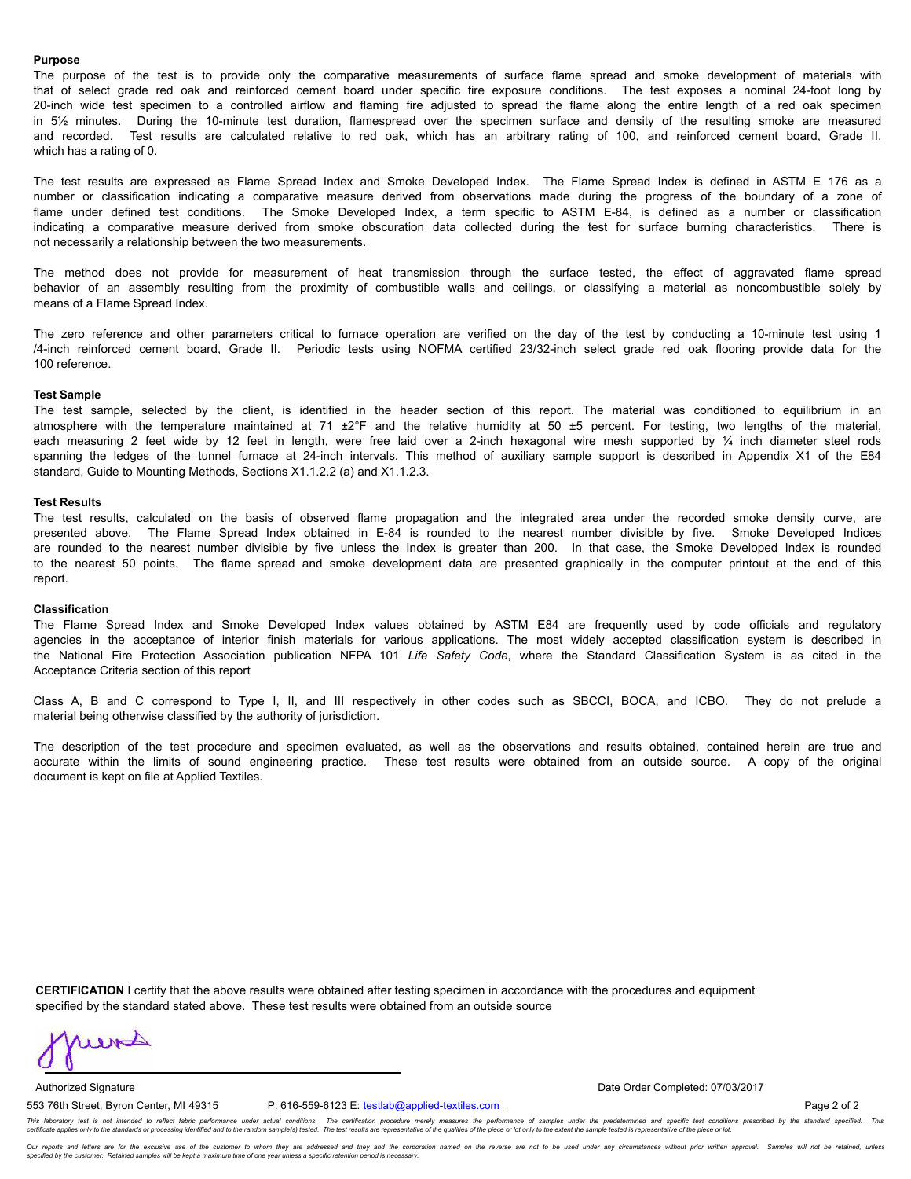**Purpose**

The purpose of the test is to provide only the comparative measurements of surface flame spread and smoke development of materials with that of select grade red oak and reinforced cement board under specific fire exposure conditions. The test exposes a nominal 24-foot long by 20-inch wide test specimen to a controlled airflow and flaming fire adjusted to spread the flame along the entire length of a red oak specimen in 5½ minutes. During the 10-minute test duration, flamespread over the specimen surface and density of the resulting smoke are measured and recorded. Test results are calculated relative to red oak, which has an arbitrary rating of 100, and reinforced cement board, Grade II, which has a rating of 0.

The test results are expressed as Flame Spread Index and Smoke Developed Index. The Flame Spread Index is defined in ASTM E 176 as a number or classification indicating a comparative measure derived from observations made during the progress of the boundary of a zone of flame under defined test conditions. The Smoke Developed Index, a term specific to ASTM E-84, is defined as a number or classification indicating a comparative measure derived from smoke obscuration data collected during the test for surface burning characteristics. There is not necessarily a relationship between the two measurements.

The method does not provide for measurement of heat transmission through the surface tested, the effect of aggravated flame spread behavior of an assembly resulting from the proximity of combustible walls and ceilings, or classifying a material as noncombustible solely by means of a Flame Spread Index.

The zero reference and other parameters critical to furnace operation are verified on the day of the test by conducting a 10-minute test using 1 /4-inch reinforced cement board, Grade II. Periodic tests using NOFMA certified 23/32-inch select grade red oak flooring provide data for the 100 reference.

**Test Sample**

The test sample, selected by the client, is identified in the header section of this report. The material was conditioned to equilibrium in an atmosphere with the temperature maintained at 71 ±2°F and the relative humidity at 50 ±5 percent. For testing, two lengths of the material, each measuring 2 feet wide by 12 feet in length, were free laid over a 2-inch hexagonal wire mesh supported by ¼ inch diameter steel rods spanning the ledges of the tunnel furnace at 24-inch intervals. This method of auxiliary sample support is described in Appendix X1 of the E84 standard, Guide to Mounting Methods, Sections X1.1.2.2 (a) and X1.1.2.3.

**Test Results**

The test results, calculated on the basis of observed flame propagation and the integrated area under the recorded smoke density curve, are presented above. The Flame Spread Index obtained in E-84 is rounded to the nearest number divisible by five. Smoke Developed Indices are rounded to the nearest number divisible by five unless the Index is greater than 200. In that case, the Smoke Developed Index is rounded to the nearest 50 points. The flame spread and smoke development data are presented graphically in the computer printout at the end of this report.

**Classification**

The Flame Spread Index and Smoke Developed Index values obtained by ASTM E84 are frequently used by code officials and regulatory agencies in the acceptance of interior finish materials for various applications. The most widely accepted classification system is described in the National Fire Protection Association publication NFPA 101 *Life Safety Code*, where the Standard Classification System is as cited in the Acceptance Criteria section of this report

Class A, B and C correspond to Type I, II, and III respectively in other codes such as SBCCI, BOCA, and ICBO. They do not prelude a material being otherwise classified by the authority of jurisdiction.

The description of the test procedure and specimen evaluated, as well as the observations and results obtained, contained herein are true and accurate within the limits of sound engineering practice. These test results were obtained from an outside source. A copy of the original document is kept on file at Applied Textiles.

**CERTIFICATION** I certify that the above results were obtained after testing specimen in accordance with the procedures and equipment specified by the standard stated above. These test results were obtained from an outside source

Authorized Signature

Date Order Completed: 07/03/2017

553 76th Street, Byron Center, MI 49315 P: 616-559-6123 E: testlab@applied-textiles.com

*This laboratory test is not intended to reflect fabric performance under actual conditions. The certification procedure merely measures the performance of samples under the predetermined and specific test conditions prescribed by the standard specified. This certificate applies only to the standards or processing identified and to the random sample(s) tested. The test results are representative of the qualities of the piece or lot only to the extent the sample tested is representative of the piece or lot.*

*Our reports and letters are for the exclusive use of the customer to whom they are addressed and they and the corporation named on the reverse are not to be used under any circumstances without prior written approval. Samples will not be retained, unless specified by the customer. Retained samples will be kept a maximum time of one year unless a specific retention period is necessary.*